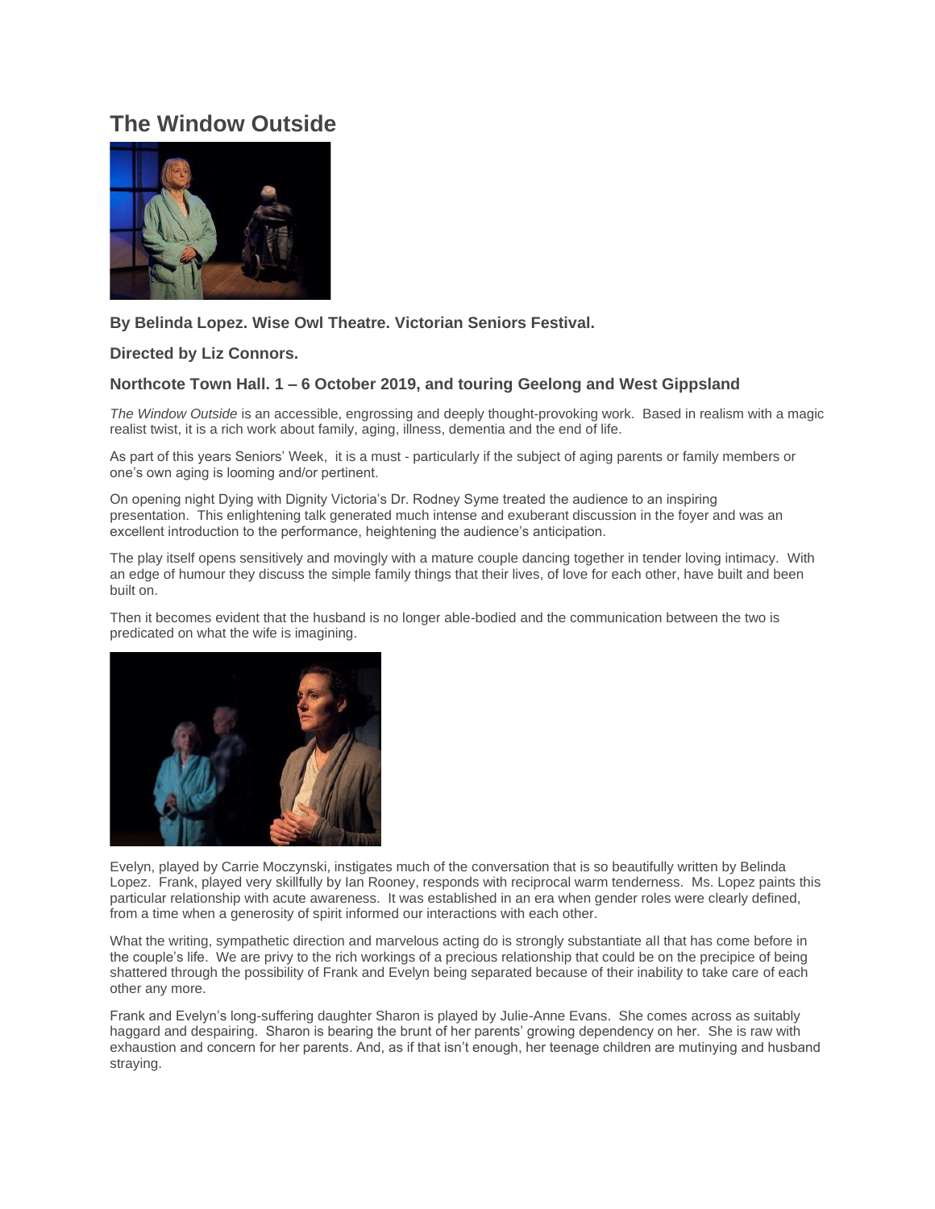# The Window Outside

### By Belinda Lopez. Wise Owl Theatre. Victorian Seniors Festival.

### Directed by Liz Connors.

### Northcote Town Hall. 1 – 6 October 2019, and touring Geelong and West Gippsland

*The Window Outside* is an accessible, engrossing and deeply thought-provoking work. Based in realism with a magic realist twist, it is a rich work about family, aging, illness, dementia and the end of life.

As part of this years Seniors' Week, it is a must - particularly if the subject of aging parents or family members or one's own aging is looming and/or pertinent.

On opening night Dying with Dignity Victoria's Dr. Rodney Syme treated the audience to an inspiring presentation. This enlightening talk generated much intense and exuberant discussion in the foyer and was an excellent introduction to the performance, heightening the audience's anticipation.

The play itself opens sensitively and movingly with a mature couple dancing together in tender loving intimacy. With an edge of humour they discuss the simple family things that their lives, of love for each other, have built and been built on.

Then it becomes evident that the husband is no longer able-bodied and the communication between the two is predicated on what the wife is imagining.

Evelyn, played by Carrie Moczynski, instigates much of the conversation that is so beautifully written by Belinda Lopez. Frank, played very skillfully by Ian Rooney, responds with reciprocal warm tenderness. Ms. Lopez paints this particular relationship with acute awareness. It was established in an era when gender roles were clearly defined, from a time when a generosity of spirit informed our interactions with each other.

What the writing, sympathetic direction and marvelous acting do is strongly substantiate all that has come before in the couple's life. We are privy to the rich workings of a precious relationship that could be on the precipice of being shattered through the possibility of Frank and Evelyn being separated because of their inability to take care of each other any more.

Frank and Evelyn's long-suffering daughter Sharon is played by Julie-Anne Evans. She comes across as suitably haggard and despairing. Sharon is bearing the brunt of her parents' growing dependency on her. She is raw with exhaustion and concern for her parents. And, as if that isn't enough, her teenage children are mutinying and husband straying.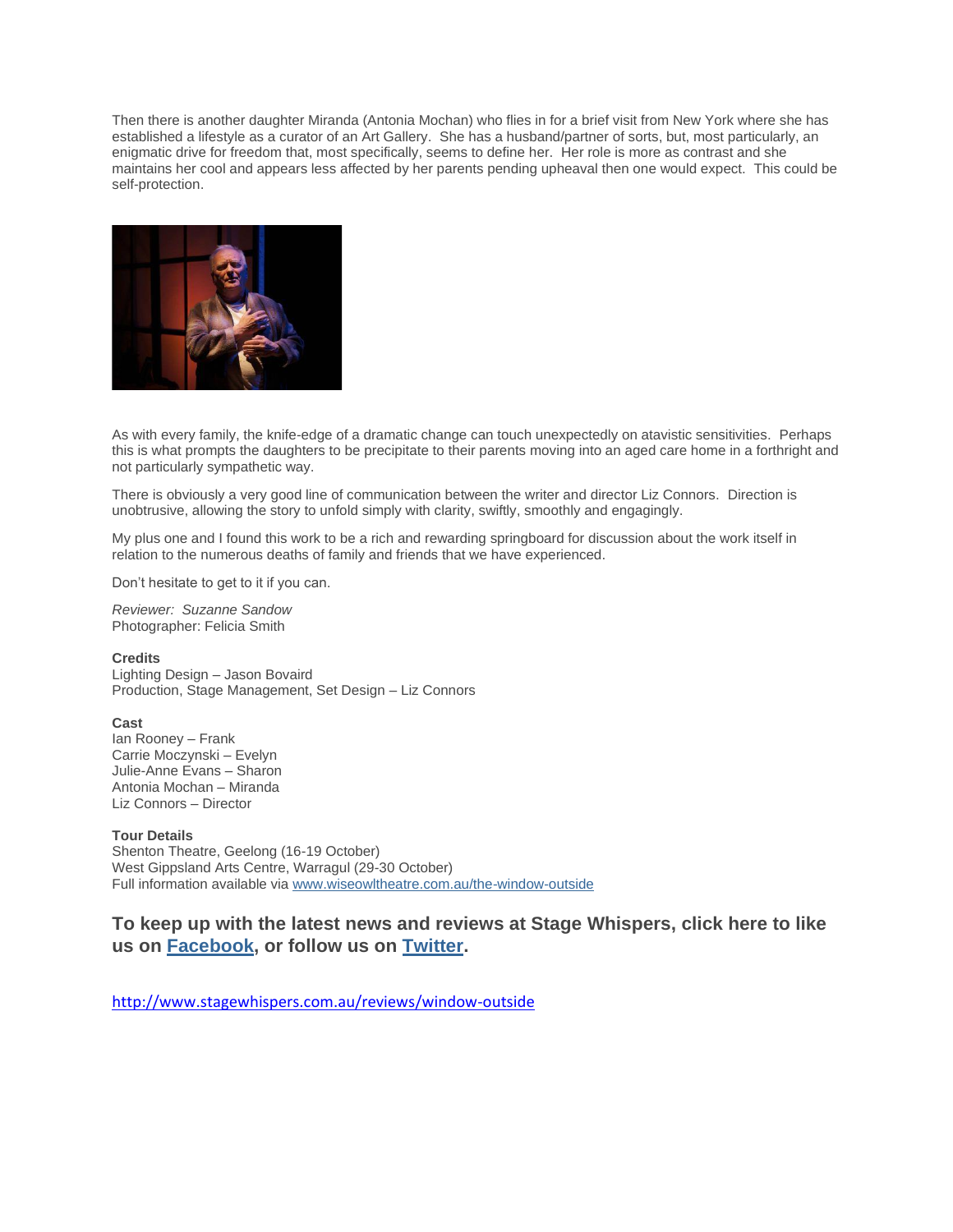Then there is another daughter Miranda (Antonia Mochan) who flies in for a brief visit from New York where she has established a lifestyle as a curator of an Art Gallery. She has a husband/partner of sorts, but, most particularly, an enigmatic drive for freedom that, most specifically, seems to define her. Her role is more as contrast and she maintains her cool and appears less affected by her parents pending upheaval then one would expect. This could be self-protection.

As with every family, the knife-edge of a dramatic change can touch unexpectedly on atavistic sensitivities. Perhaps this is what prompts the daughters to be precipitate to their parents moving into an aged care home in a forthright and not particularly sympathetic way.

There is obviously a very good line of communication between the writer and director Liz Connors. Direction is unobtrusive, allowing the story to unfold simply with clarity, swiftly, smoothly and engagingly.

My plus one and I found this work to be a rich and rewarding springboard for discussion about the work itself in relation to the numerous deaths of family and friends that we have experienced.

Don't hesitate to get to it if you can.

*Reviewer: Suzanne Sandow*
Photographer: Felicia Smith

**Credits**
Lighting Design – Jason Bovaird
Production, Stage Management, Set Design – Liz Connors

**Cast**
Ian Rooney – Frank
Carrie Moczynski – Evelyn
Julie-Anne Evans – Sharon
Antonia Mochan – Miranda
Liz Connors – Director

**Tour Details**
Shenton Theatre, Geelong (16-19 October)
West Gippsland Arts Centre, Warragul (29-30 October)
Full information available via [www.wiseowltheatre.com.au/the-window-outside](http://www.wiseowltheatre.com.au/the-window-outside)

### To keep up with the latest news and reviews at Stage Whispers, click here to like us on [Facebook](#), or follow us on [Twitter](#).

[http://www.stagewhispers.com.au/reviews/window-outside](http://www.stagewhispers.com.au/reviews/window-outside)